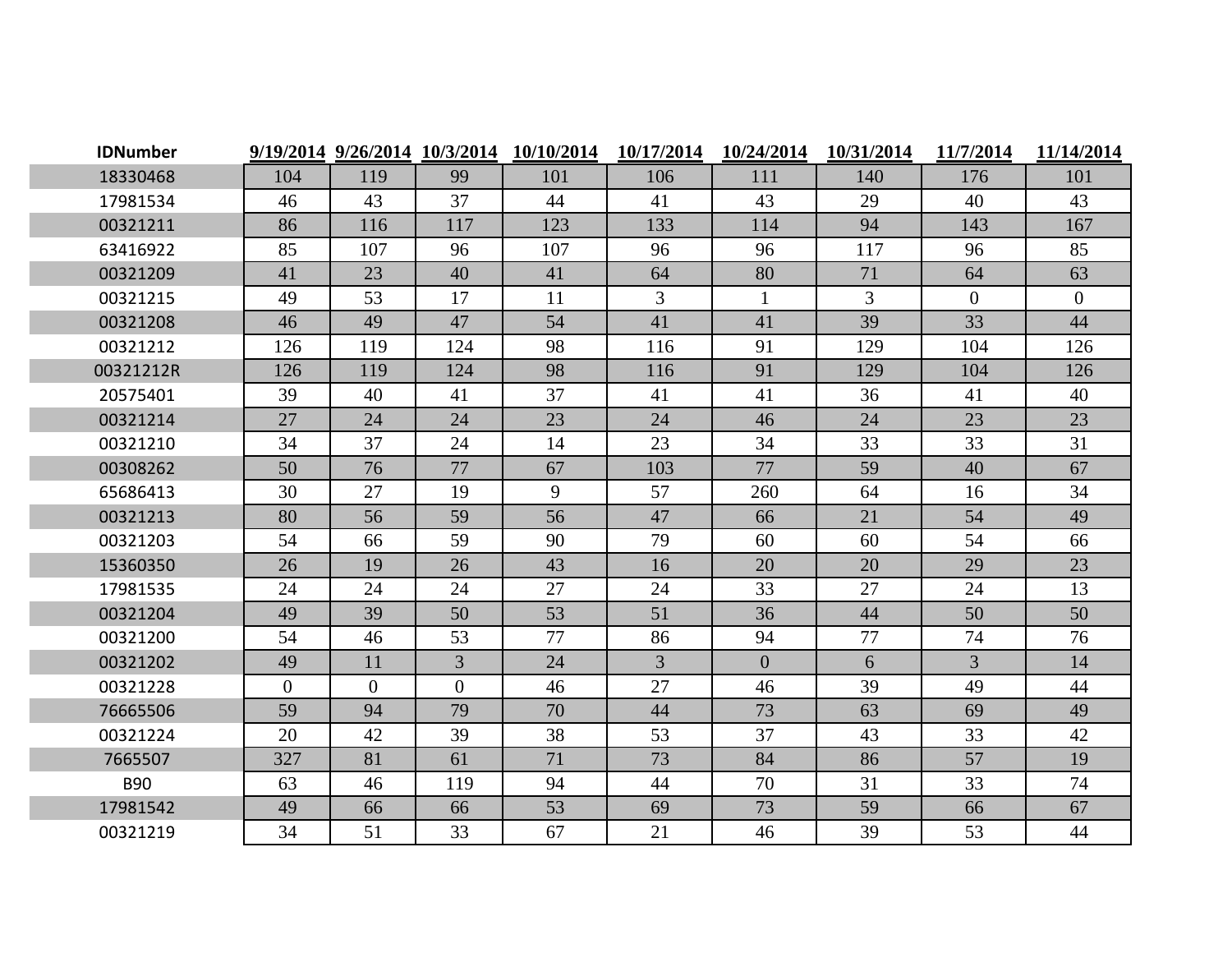| IDNumber | 9/19/2014 | 9/26/2014 | 10/3/2014 | 10/10/2014 | 10/17/2014 | 10/24/2014 | 10/31/2014 | 11/7/2014 | 11/14/2014 |
|---|---|---|---|---|---|---|---|---|---|
| 18330468 | 104 | 119 | 99 | 101 | 106 | 111 | 140 | 176 | 101 |
| 17981534 | 46 | 43 | 37 | 44 | 41 | 43 | 29 | 40 | 43 |
| 00321211 | 86 | 116 | 117 | 123 | 133 | 114 | 94 | 143 | 167 |
| 63416922 | 85 | 107 | 96 | 107 | 96 | 96 | 117 | 96 | 85 |
| 00321209 | 41 | 23 | 40 | 41 | 64 | 80 | 71 | 64 | 63 |
| 00321215 | 49 | 53 | 17 | 11 | 3 | 1 | 3 | 0 | 0 |
| 00321208 | 46 | 49 | 47 | 54 | 41 | 41 | 39 | 33 | 44 |
| 00321212 | 126 | 119 | 124 | 98 | 116 | 91 | 129 | 104 | 126 |
| 00321212R | 126 | 119 | 124 | 98 | 116 | 91 | 129 | 104 | 126 |
| 20575401 | 39 | 40 | 41 | 37 | 41 | 41 | 36 | 41 | 40 |
| 00321214 | 27 | 24 | 24 | 23 | 24 | 46 | 24 | 23 | 23 |
| 00321210 | 34 | 37 | 24 | 14 | 23 | 34 | 33 | 33 | 31 |
| 00308262 | 50 | 76 | 77 | 67 | 103 | 77 | 59 | 40 | 67 |
| 65686413 | 30 | 27 | 19 | 9 | 57 | 260 | 64 | 16 | 34 |
| 00321213 | 80 | 56 | 59 | 56 | 47 | 66 | 21 | 54 | 49 |
| 00321203 | 54 | 66 | 59 | 90 | 79 | 60 | 60 | 54 | 66 |
| 15360350 | 26 | 19 | 26 | 43 | 16 | 20 | 20 | 29 | 23 |
| 17981535 | 24 | 24 | 24 | 27 | 24 | 33 | 27 | 24 | 13 |
| 00321204 | 49 | 39 | 50 | 53 | 51 | 36 | 44 | 50 | 50 |
| 00321200 | 54 | 46 | 53 | 77 | 86 | 94 | 77 | 74 | 76 |
| 00321202 | 49 | 11 | 3 | 24 | 3 | 0 | 6 | 3 | 14 |
| 00321228 | 0 | 0 | 0 | 46 | 27 | 46 | 39 | 49 | 44 |
| 76665506 | 59 | 94 | 79 | 70 | 44 | 73 | 63 | 69 | 49 |
| 00321224 | 20 | 42 | 39 | 38 | 53 | 37 | 43 | 33 | 42 |
| 7665507 | 327 | 81 | 61 | 71 | 73 | 84 | 86 | 57 | 19 |
| B90 | 63 | 46 | 119 | 94 | 44 | 70 | 31 | 33 | 74 |
| 17981542 | 49 | 66 | 66 | 53 | 69 | 73 | 59 | 66 | 67 |
| 00321219 | 34 | 51 | 33 | 67 | 21 | 46 | 39 | 53 | 44 |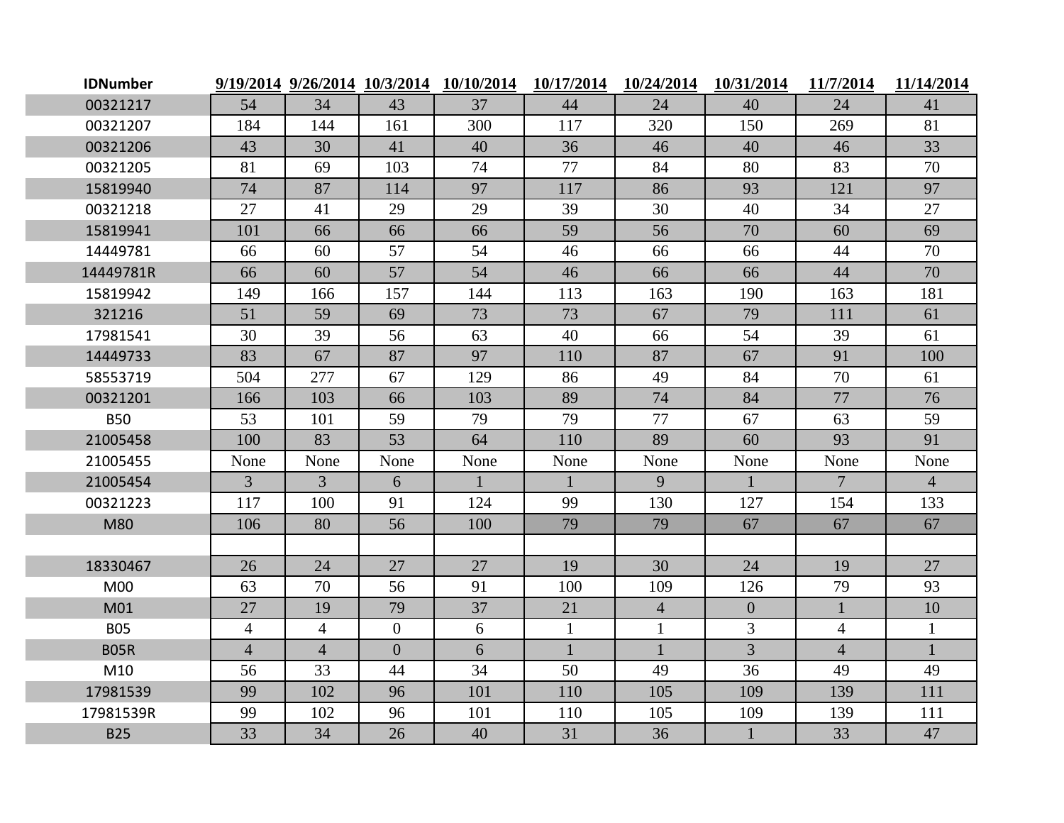| IDNumber | 9/19/2014 | 9/26/2014 | 10/3/2014 | 10/10/2014 | 10/17/2014 | 10/24/2014 | 10/31/2014 | 11/7/2014 | 11/14/2014 |
|---|---|---|---|---|---|---|---|---|---|
| 00321217 | 54 | 34 | 43 | 37 | 44 | 24 | 40 | 24 | 41 |
| 00321207 | 184 | 144 | 161 | 300 | 117 | 320 | 150 | 269 | 81 |
| 00321206 | 43 | 30 | 41 | 40 | 36 | 46 | 40 | 46 | 33 |
| 00321205 | 81 | 69 | 103 | 74 | 77 | 84 | 80 | 83 | 70 |
| 15819940 | 74 | 87 | 114 | 97 | 117 | 86 | 93 | 121 | 97 |
| 00321218 | 27 | 41 | 29 | 29 | 39 | 30 | 40 | 34 | 27 |
| 15819941 | 101 | 66 | 66 | 66 | 59 | 56 | 70 | 60 | 69 |
| 14449781 | 66 | 60 | 57 | 54 | 46 | 66 | 66 | 44 | 70 |
| 14449781R | 66 | 60 | 57 | 54 | 46 | 66 | 66 | 44 | 70 |
| 15819942 | 149 | 166 | 157 | 144 | 113 | 163 | 190 | 163 | 181 |
| 321216 | 51 | 59 | 69 | 73 | 73 | 67 | 79 | 111 | 61 |
| 17981541 | 30 | 39 | 56 | 63 | 40 | 66 | 54 | 39 | 61 |
| 14449733 | 83 | 67 | 87 | 97 | 110 | 87 | 67 | 91 | 100 |
| 58553719 | 504 | 277 | 67 | 129 | 86 | 49 | 84 | 70 | 61 |
| 00321201 | 166 | 103 | 66 | 103 | 89 | 74 | 84 | 77 | 76 |
| B50 | 53 | 101 | 59 | 79 | 79 | 77 | 67 | 63 | 59 |
| 21005458 | 100 | 83 | 53 | 64 | 110 | 89 | 60 | 93 | 91 |
| 21005455 | None | None | None | None | None | None | None | None | None |
| 21005454 | 3 | 3 | 6 | 1 | 1 | 9 | 1 | 7 | 4 |
| 00321223 | 117 | 100 | 91 | 124 | 99 | 130 | 127 | 154 | 133 |
| M80 | 106 | 80 | 56 | 100 | 79 | 79 | 67 | 67 | 67 |
| | | | | | | | | | |
| 18330467 | 26 | 24 | 27 | 27 | 19 | 30 | 24 | 19 | 27 |
| M00 | 63 | 70 | 56 | 91 | 100 | 109 | 126 | 79 | 93 |
| M01 | 27 | 19 | 79 | 37 | 21 | 4 | 0 | 1 | 10 |
| B05 | 4 | 4 | 0 | 6 | 1 | 1 | 3 | 4 | 1 |
| B05R | 4 | 4 | 0 | 6 | 1 | 1 | 3 | 4 | 1 |
| M10 | 56 | 33 | 44 | 34 | 50 | 49 | 36 | 49 | 49 |
| 17981539 | 99 | 102 | 96 | 101 | 110 | 105 | 109 | 139 | 111 |
| 17981539R | 99 | 102 | 96 | 101 | 110 | 105 | 109 | 139 | 111 |
| B25 | 33 | 34 | 26 | 40 | 31 | 36 | 1 | 33 | 47 |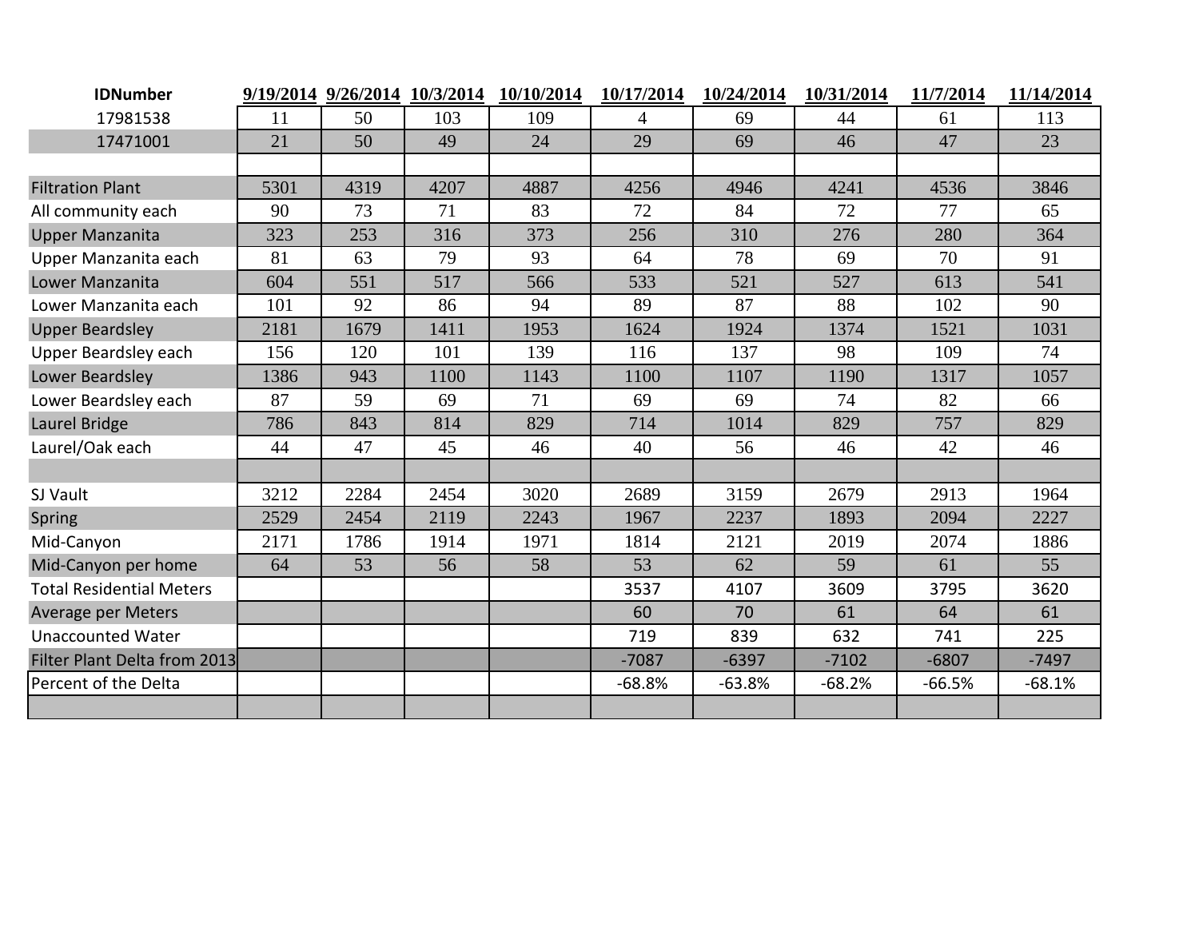| IDNumber | 9/19/2014 | 9/26/2014 | 10/3/2014 | 10/10/2014 | 10/17/2014 | 10/24/2014 | 10/31/2014 | 11/7/2014 | 11/14/2014 |
|---|---|---|---|---|---|---|---|---|---|
| 17981538 | 11 | 50 | 103 | 109 | 4 | 69 | 44 | 61 | 113 |
| 17471001 | 21 | 50 | 49 | 24 | 29 | 69 | 46 | 47 | 23 |
| | | | | | | | | | |
| Filtration Plant | 5301 | 4319 | 4207 | 4887 | 4256 | 4946 | 4241 | 4536 | 3846 |
| All community each | 90 | 73 | 71 | 83 | 72 | 84 | 72 | 77 | 65 |
| Upper Manzanita | 323 | 253 | 316 | 373 | 256 | 310 | 276 | 280 | 364 |
| Upper Manzanita each | 81 | 63 | 79 | 93 | 64 | 78 | 69 | 70 | 91 |
| Lower Manzanita | 604 | 551 | 517 | 566 | 533 | 521 | 527 | 613 | 541 |
| Lower Manzanita each | 101 | 92 | 86 | 94 | 89 | 87 | 88 | 102 | 90 |
| Upper Beardsley | 2181 | 1679 | 1411 | 1953 | 1624 | 1924 | 1374 | 1521 | 1031 |
| Upper Beardsley each | 156 | 120 | 101 | 139 | 116 | 137 | 98 | 109 | 74 |
| Lower Beardsley | 1386 | 943 | 1100 | 1143 | 1100 | 1107 | 1190 | 1317 | 1057 |
| Lower Beardsley each | 87 | 59 | 69 | 71 | 69 | 69 | 74 | 82 | 66 |
| Laurel Bridge | 786 | 843 | 814 | 829 | 714 | 1014 | 829 | 757 | 829 |
| Laurel/Oak each | 44 | 47 | 45 | 46 | 40 | 56 | 46 | 42 | 46 |
| | | | | | | | | | |
| SJ Vault | 3212 | 2284 | 2454 | 3020 | 2689 | 3159 | 2679 | 2913 | 1964 |
| Spring | 2529 | 2454 | 2119 | 2243 | 1967 | 2237 | 1893 | 2094 | 2227 |
| Mid-Canyon | 2171 | 1786 | 1914 | 1971 | 1814 | 2121 | 2019 | 2074 | 1886 |
| Mid-Canyon per home | 64 | 53 | 56 | 58 | 53 | 62 | 59 | 61 | 55 |
| Total Residential Meters | | | | | 3537 | 4107 | 3609 | 3795 | 3620 |
| Average per Meters | | | | | 60 | 70 | 61 | 64 | 61 |
| Unaccounted Water | | | | | 719 | 839 | 632 | 741 | 225 |
| Filter Plant Delta from 2013 | | | | | -7087 | -6397 | -7102 | -6807 | -7497 |
| Percent of the Delta | | | | | -68.8% | -63.8% | -68.2% | -66.5% | -68.1% |
| | | | | | | | | | |